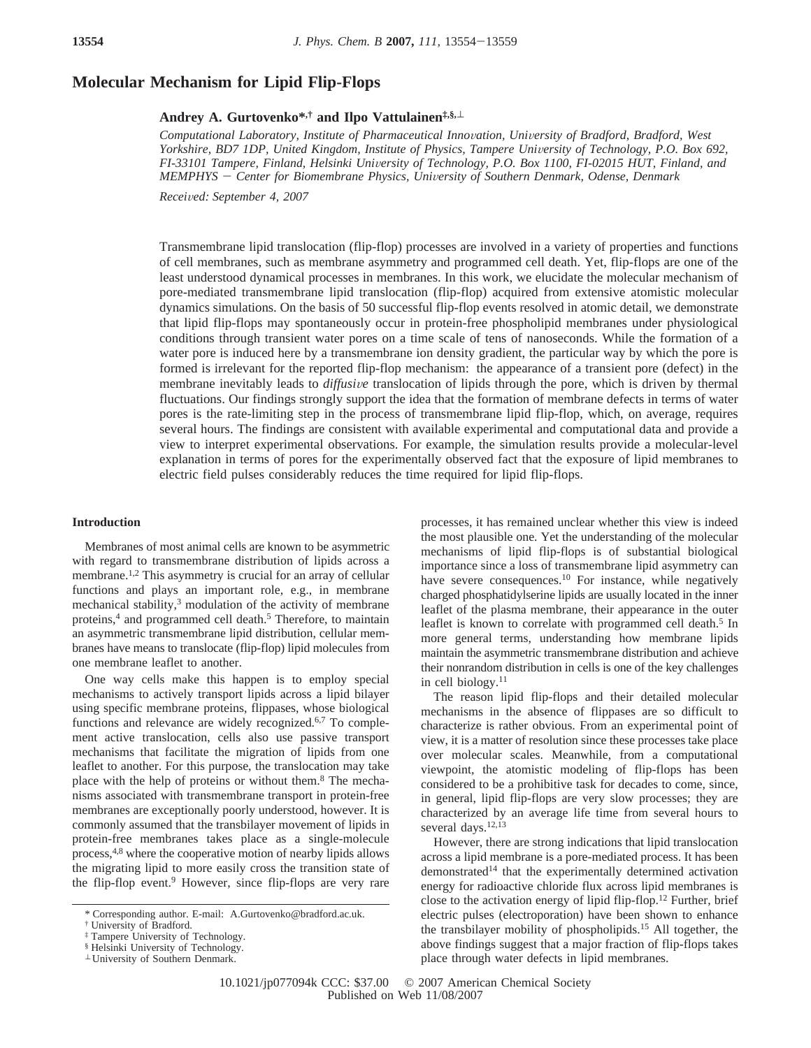# Molecular Mechanism for Lipid Flip-Flops

**Andrey A. Gurtovenko*,† and Ilpo Vattulainen‡,§,⊥**

*Computational Laboratory, Institute of Pharmaceutical Innovation, University of Bradford, Bradford, West Yorkshire, BD7 1DP, United Kingdom, Institute of Physics, Tampere University of Technology, P.O. Box 692, FI-33101 Tampere, Finland, Helsinki University of Technology, P.O. Box 1100, FI-02015 HUT, Finland, and MEMPHYS − Center for Biomembrane Physics, University of Southern Denmark, Odense, Denmark*

*Received: September 4, 2007*

Transmembrane lipid translocation (flip-flop) processes are involved in a variety of properties and functions of cell membranes, such as membrane asymmetry and programmed cell death. Yet, flip-flops are one of the least understood dynamical processes in membranes. In this work, we elucidate the molecular mechanism of pore-mediated transmembrane lipid translocation (flip-flop) acquired from extensive atomistic molecular dynamics simulations. On the basis of 50 successful flip-flop events resolved in atomic detail, we demonstrate that lipid flip-flops may spontaneously occur in protein-free phospholipid membranes under physiological conditions through transient water pores on a time scale of tens of nanoseconds. While the formation of a water pore is induced here by a transmembrane ion density gradient, the particular way by which the pore is formed is irrelevant for the reported flip-flop mechanism: the appearance of a transient pore (defect) in the membrane inevitably leads to *diffusive* translocation of lipids through the pore, which is driven by thermal fluctuations. Our findings strongly support the idea that the formation of membrane defects in terms of water pores is the rate-limiting step in the process of transmembrane lipid flip-flop, which, on average, requires several hours. The findings are consistent with available experimental and computational data and provide a view to interpret experimental observations. For example, the simulation results provide a molecular-level explanation in terms of pores for the experimentally observed fact that the exposure of lipid membranes to electric field pulses considerably reduces the time required for lipid flip-flops.

## Introduction

Membranes of most animal cells are known to be asymmetric with regard to transmembrane distribution of lipids across a membrane.[1,2] This asymmetry is crucial for an array of cellular functions and plays an important role, e.g., in membrane mechanical stability,[3] modulation of the activity of membrane proteins,[4] and programmed cell death.[5] Therefore, to maintain an asymmetric transmembrane lipid distribution, cellular membranes have means to translocate (flip-flop) lipid molecules from one membrane leaflet to another.

One way cells make this happen is to employ special mechanisms to actively transport lipids across a lipid bilayer using specific membrane proteins, flippases, whose biological functions and relevance are widely recognized.[6,7] To complement active translocation, cells also use passive transport mechanisms that facilitate the migration of lipids from one leaflet to another. For this purpose, the translocation may take place with the help of proteins or without them.[8] The mechanisms associated with transmembrane transport in protein-free membranes are exceptionally poorly understood, however. It is commonly assumed that the transbilayer movement of lipids in protein-free membranes takes place as a single-molecule process,[4,8] where the cooperative motion of nearby lipids allows the migrating lipid to more easily cross the transition state of the flip-flop event.[9] However, since flip-flops are very rare processes, it has remained unclear whether this view is indeed the most plausible one. Yet the understanding of the molecular mechanisms of lipid flip-flops is of substantial biological importance since a loss of transmembrane lipid asymmetry can have severe consequences.[10] For instance, while negatively charged phosphatidylserine lipids are usually located in the inner leaflet of the plasma membrane, their appearance in the outer leaflet is known to correlate with programmed cell death.[5] In more general terms, understanding how membrane lipids maintain the asymmetric transmembrane distribution and achieve their nonrandom distribution in cells is one of the key challenges in cell biology.[11]

The reason lipid flip-flops and their detailed molecular mechanisms in the absence of flippases are so difficult to characterize is rather obvious. From an experimental point of view, it is a matter of resolution since these processes take place over molecular scales. Meanwhile, from a computational viewpoint, the atomistic modeling of flip-flops has been considered to be a prohibitive task for decades to come, since, in general, lipid flip-flops are very slow processes; they are characterized by an average life time from several hours to several days.[12,13]

However, there are strong indications that lipid translocation across a lipid membrane is a pore-mediated process. It has been demonstrated[14] that the experimentally determined activation energy for radioactive chloride flux across lipid membranes is close to the activation energy of lipid flip-flop.[12] Further, brief electric pulses (electroporation) have been shown to enhance the transbilayer mobility of phospholipids.[15] All together, the above findings suggest that a major fraction of flip-flops takes place through water defects in lipid membranes.

\* Corresponding author. E-mail: A.Gurtovenko@bradford.ac.uk.
† University of Bradford.
‡ Tampere University of Technology.
§ Helsinki University of Technology.
⊥ University of Southern Denmark.

10.1021/jp077094k CCC: $37.00 © 2007 American Chemical Society
Published on Web 11/08/2007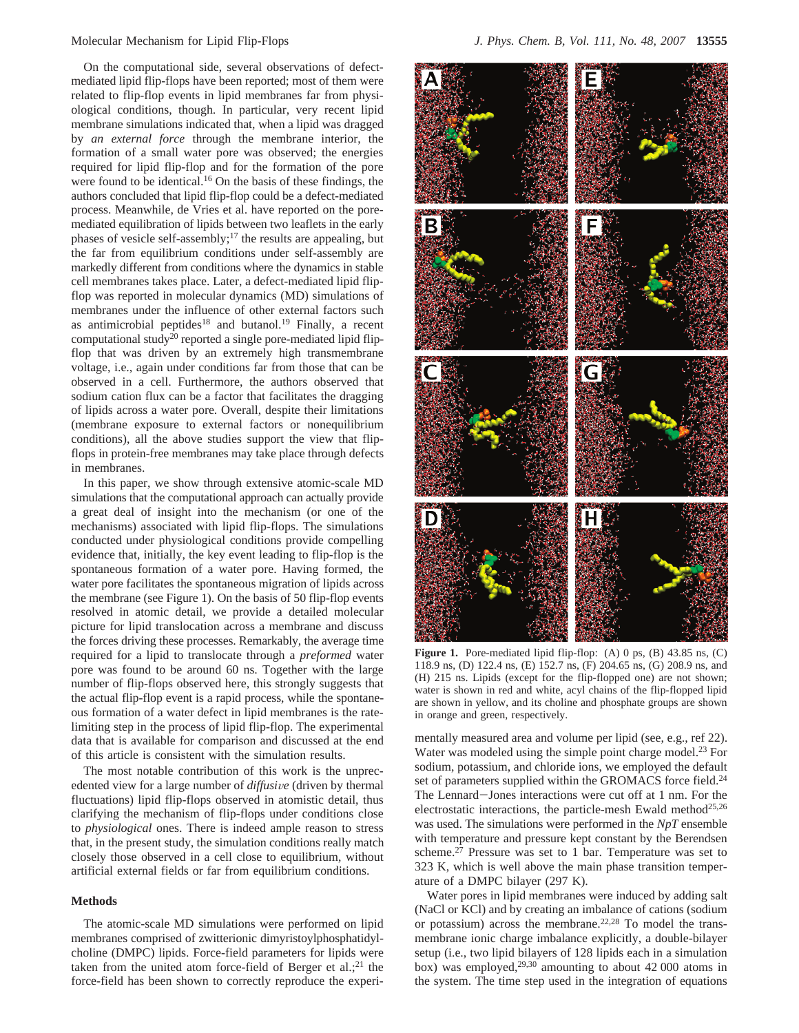On the computational side, several observations of defect-mediated lipid flip-flops have been reported; most of them were related to flip-flop events in lipid membranes far from physiological conditions, though. In particular, very recent lipid membrane simulations indicated that, when a lipid was dragged by *an external force* through the membrane interior, the formation of a small water pore was observed; the energies required for lipid flip-flop and for the formation of the pore were found to be identical.[16] On the basis of these findings, the authors concluded that lipid flip-flop could be a defect-mediated process. Meanwhile, de Vries et al. have reported on the pore-mediated equilibration of lipids between two leaflets in the early phases of vesicle self-assembly;[17] the results are appealing, but the far from equilibrium conditions under self-assembly are markedly different from conditions where the dynamics in stable cell membranes takes place. Later, a defect-mediated lipid flip-flop was reported in molecular dynamics (MD) simulations of membranes under the influence of other external factors such as antimicrobial peptides[18] and butanol.[19] Finally, a recent computational study[20] reported a single pore-mediated lipid flip-flop that was driven by an extremely high transmembrane voltage, i.e., again under conditions far from those that can be observed in a cell. Furthermore, the authors observed that sodium cation flux can be a factor that facilitates the dragging of lipids across a water pore. Overall, despite their limitations (membrane exposure to external factors or nonequilibrium conditions), all the above studies support the view that flip-flops in protein-free membranes may take place through defects in membranes.

In this paper, we show through extensive atomic-scale MD simulations that the computational approach can actually provide a great deal of insight into the mechanism (or one of the mechanisms) associated with lipid flip-flops. The simulations conducted under physiological conditions provide compelling evidence that, initially, the key event leading to flip-flop is the spontaneous formation of a water pore. Having formed, the water pore facilitates the spontaneous migration of lipids across the membrane (see Figure 1). On the basis of 50 flip-flop events resolved in atomic detail, we provide a detailed molecular picture for lipid translocation across a membrane and discuss the forces driving these processes. Remarkably, the average time required for a lipid to translocate through a *preformed* water pore was found to be around 60 ns. Together with the large number of flip-flops observed here, this strongly suggests that the actual flip-flop event is a rapid process, while the spontaneous formation of a water defect in lipid membranes is the rate-limiting step in the process of lipid flip-flop. The experimental data that is available for comparison and discussed at the end of this article is consistent with the simulation results.

The most notable contribution of this work is the unprecedented view for a large number of *diffusive* (driven by thermal fluctuations) lipid flip-flops observed in atomistic detail, thus clarifying the mechanism of flip-flops under conditions close to *physiological* ones. There is indeed ample reason to stress that, in the present study, the simulation conditions really match closely those observed in a cell close to equilibrium, without artificial external fields or far from equilibrium conditions.

## Methods

The atomic-scale MD simulations were performed on lipid membranes comprised of zwitterionic dimyristoylphosphatidylcholine (DMPC) lipids. Force-field parameters for lipids were taken from the united atom force-field of Berger et al.;[21] the force-field has been shown to correctly reproduce the experimentally measured area and volume per lipid (see, e.g., ref 22). Water was modeled using the simple point charge model.[23] For sodium, potassium, and chloride ions, we employed the default set of parameters supplied within the GROMACS force field.[24] The Lennard–Jones interactions were cut off at 1 nm. For the electrostatic interactions, the particle-mesh Ewald method[25,26] was used. The simulations were performed in the *NpT* ensemble with temperature and pressure kept constant by the Berendsen scheme.[27] Pressure was set to 1 bar. Temperature was set to 323 K, which is well above the main phase transition temperature of a DMPC bilayer (297 K).

**Figure 1.** Pore-mediated lipid flip-flop: (A) 0 ps, (B) 43.85 ns, (C) 118.9 ns, (D) 122.4 ns, (E) 152.7 ns, (F) 204.65 ns, (G) 208.9 ns, and (H) 215 ns. Lipids (except for the flip-flopped one) are not shown; water is shown in red and white, acyl chains of the flip-flopped lipid are shown in yellow, and its choline and phosphate groups are shown in orange and green, respectively.

Water pores in lipid membranes were induced by adding salt (NaCl or KCl) and by creating an imbalance of cations (sodium or potassium) across the membrane.[22,28] To model the transmembrane ionic charge imbalance explicitly, a double-bilayer setup (i.e., two lipid bilayers of 128 lipids each in a simulation box) was employed,[29,30] amounting to about 42 000 atoms in the system. The time step used in the integration of equations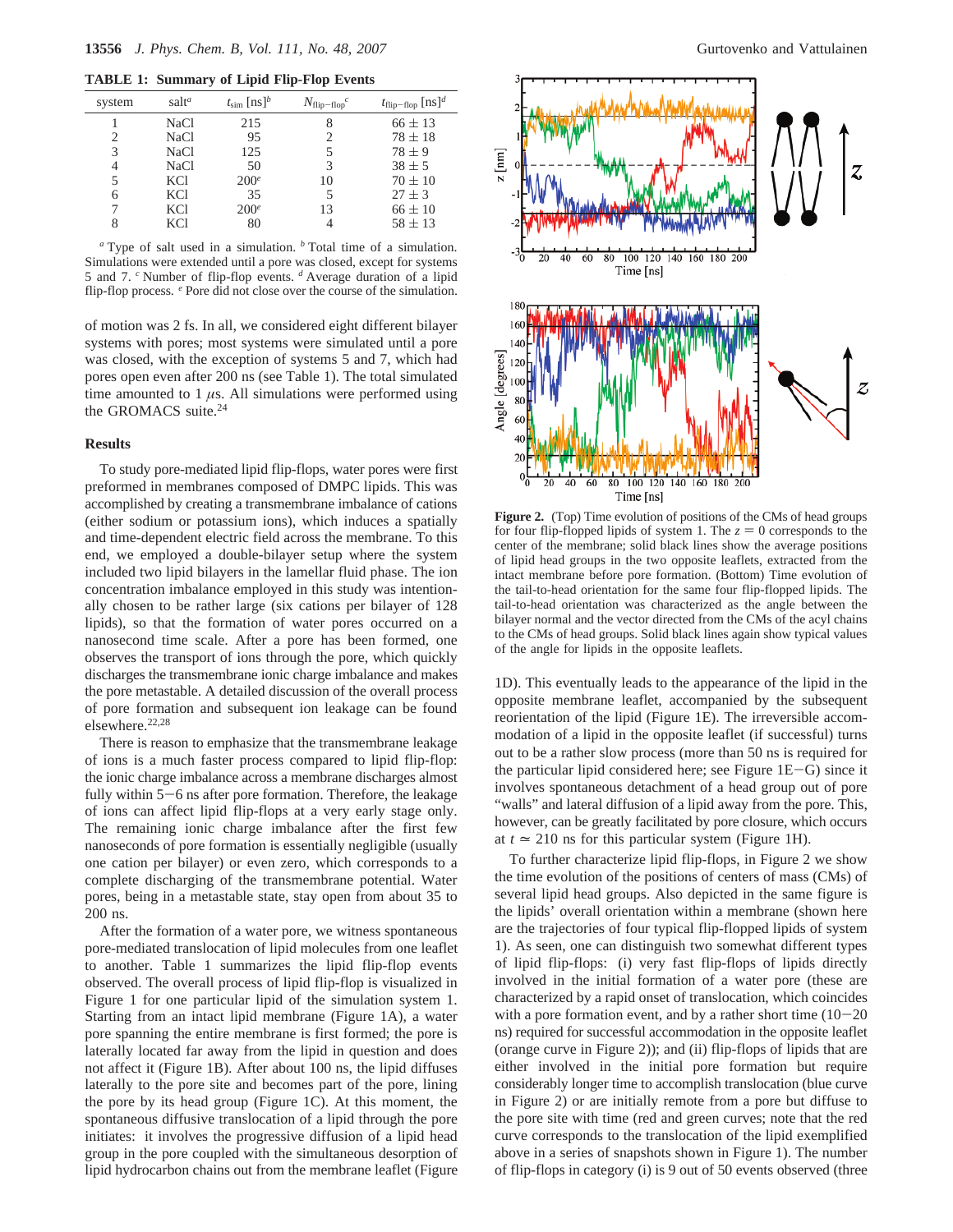**TABLE 1: Summary of Lipid Flip-Flop Events**

| system | salt[a] | $t_{sim}$ [ns][b] | $N_{flip-flop}$[c] | $t_{flip-flop}$ [ns][d] |
|---|---|---|---|---|
| 1 | NaCl | 215 | 8 | 66 ± 13 |
| 2 | NaCl | 95 | 2 | 78 ± 18 |
| 3 | NaCl | 125 | 5 | 78 ± 9 |
| 4 | NaCl | 50 | 3 | 38 ± 5 |
| 5 | KCl | 200[e] | 10 | 70 ± 10 |
| 6 | KCl | 35 | 5 | 27 ± 3 |
| 7 | KCl | 200[e] | 13 | 66 ± 10 |
| 8 | KCl | 80 | 4 | 58 ± 13 |

[a] Type of salt used in a simulation. [b] Total time of a simulation. Simulations were extended until a pore was closed, except for systems 5 and 7. [c] Number of flip-flop events. [d] Average duration of a lipid flip-flop process. [e] Pore did not close over the course of the simulation.

of motion was 2 fs. In all, we considered eight different bilayer systems with pores; most systems were simulated until a pore was closed, with the exception of systems 5 and 7, which had pores open even after 200 ns (see Table 1). The total simulated time amounted to 1 $\mu$s. All simulations were performed using the GROMACS suite.[24]

## Results

To study pore-mediated lipid flip-flops, water pores were first preformed in membranes composed of DMPC lipids. This was accomplished by creating a transmembrane imbalance of cations (either sodium or potassium ions), which induces a spatially and time-dependent electric field across the membrane. To this end, we employed a double-bilayer setup where the system included two lipid bilayers in the lamellar fluid phase. The ion concentration imbalance employed in this study was intentionally chosen to be rather large (six cations per bilayer of 128 lipids), so that the formation of water pores occurred on a nanosecond time scale. After a pore has been formed, one observes the transport of ions through the pore, which quickly discharges the transmembrane ionic charge imbalance and makes the pore metastable. A detailed discussion of the overall process of pore formation and subsequent ion leakage can be found elsewhere.[22,28]

There is reason to emphasize that the transmembrane leakage of ions is a much faster process compared to lipid flip-flop: the ionic charge imbalance across a membrane discharges almost fully within 5−6 ns after pore formation. Therefore, the leakage of ions can affect lipid flip-flops at a very early stage only. The remaining ionic charge imbalance after the first few nanoseconds of pore formation is essentially negligible (usually one cation per bilayer) or even zero, which corresponds to a complete discharging of the transmembrane potential. Water pores, being in a metastable state, stay open from about 35 to 200 ns.

After the formation of a water pore, we witness spontaneous pore-mediated translocation of lipid molecules from one leaflet to another. Table 1 summarizes the lipid flip-flop events observed. The overall process of lipid flip-flop is visualized in Figure 1 for one particular lipid of the simulation system 1. Starting from an intact lipid membrane (Figure 1A), a water pore spanning the entire membrane is first formed; the pore is laterally located far away from the lipid in question and does not affect it (Figure 1B). After about 100 ns, the lipid diffuses laterally to the pore site and becomes part of the pore, lining the pore by its head group (Figure 1C). At this moment, the spontaneous diffusive translocation of a lipid through the pore initiates: it involves the progressive diffusion of a lipid head group in the pore coupled with the simultaneous desorption of lipid hydrocarbon chains out from the membrane leaflet (Figure 1D). This eventually leads to the appearance of the lipid in the opposite membrane leaflet, accompanied by the subsequent reorientation of the lipid (Figure 1E). The irreversible accommodation of a lipid in the opposite leaflet (if successful) turns out to be a rather slow process (more than 50 ns is required for the particular lipid considered here; see Figure 1E−G) since it involves spontaneous detachment of a head group out of pore "walls" and lateral diffusion of a lipid away from the pore. This, however, can be greatly facilitated by pore closure, which occurs at $t \simeq 210$ ns for this particular system (Figure 1H).

**Figure 2.** (Top) Time evolution of positions of the CMs of head groups for four flip-flopped lipids of system 1. The $z = 0$ corresponds to the center of the membrane; solid black lines show the average positions of lipid head groups in the two opposite leaflets, extracted from the intact membrane before pore formation. (Bottom) Time evolution of the tail-to-head orientation for the same four flip-flopped lipids. The tail-to-head orientation was characterized as the angle between the bilayer normal and the vector directed from the CMs of the acyl chains to the CMs of head groups. Solid black lines again show typical values of the angle for lipids in the opposite leaflets.

To further characterize lipid flip-flops, in Figure 2 we show the time evolution of the positions of centers of mass (CMs) of several lipid head groups. Also depicted in the same figure is the lipids' overall orientation within a membrane (shown here are the trajectories of four typical flip-flopped lipids of system 1). As seen, one can distinguish two somewhat different types of lipid flip-flops: (i) very fast flip-flops of lipids directly involved in the initial formation of a water pore (these are characterized by a rapid onset of translocation, which coincides with a pore formation event, and by a rather short time (10−20 ns) required for successful accommodation in the opposite leaflet (orange curve in Figure 2)); and (ii) flip-flops of lipids that are either involved in the initial pore formation but require considerably longer time to accomplish translocation (blue curve in Figure 2) or are initially remote from a pore but diffuse to the pore site with time (red and green curves; note that the red curve corresponds to the translocation of the lipid exemplified above in a series of snapshots shown in Figure 1). The number of flip-flops in category (i) is 9 out of 50 events observed (three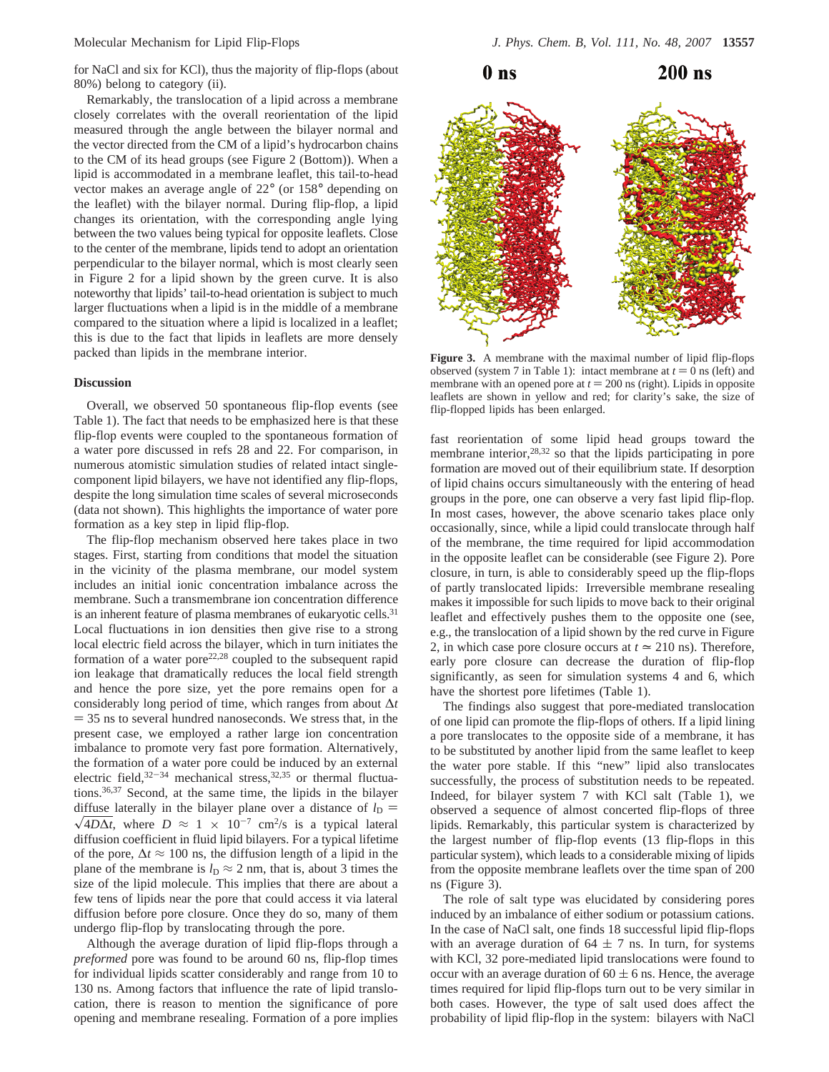for NaCl and six for KCl), thus the majority of flip-flops (about 80%) belong to category (ii).

Remarkably, the translocation of a lipid across a membrane closely correlates with the overall reorientation of the lipid measured through the angle between the bilayer normal and the vector directed from the CM of a lipid's hydrocarbon chains to the CM of its head groups (see Figure 2 (Bottom)). When a lipid is accommodated in a membrane leaflet, this tail-to-head vector makes an average angle of 22° (or 158° depending on the leaflet) with the bilayer normal. During flip-flop, a lipid changes its orientation, with the corresponding angle lying between the two values being typical for opposite leaflets. Close to the center of the membrane, lipids tend to adopt an orientation perpendicular to the bilayer normal, which is most clearly seen in Figure 2 for a lipid shown by the green curve. It is also noteworthy that lipids' tail-to-head orientation is subject to much larger fluctuations when a lipid is in the middle of a membrane compared to the situation where a lipid is localized in a leaflet; this is due to the fact that lipids in leaflets are more densely packed than lipids in the membrane interior.

**0 ns** **200 ns**

**Figure 3.** A membrane with the maximal number of lipid flip-flops observed (system 7 in Table 1): intact membrane at $t = 0$ ns (left) and membrane with an opened pore at $t = 200$ ns (right). Lipids in opposite leaflets are shown in yellow and red; for clarity's sake, the size of flip-flopped lipids has been enlarged.

## Discussion

Overall, we observed 50 spontaneous flip-flop events (see Table 1). The fact that needs to be emphasized here is that these flip-flop events were coupled to the spontaneous formation of a water pore discussed in refs 28 and 22. For comparison, in numerous atomistic simulation studies of related intact single-component lipid bilayers, we have not identified any flip-flops, despite the long simulation time scales of several microseconds (data not shown). This highlights the importance of water pore formation as a key step in lipid flip-flop.

The flip-flop mechanism observed here takes place in two stages. First, starting from conditions that model the situation in the vicinity of the plasma membrane, our model system includes an initial ionic concentration imbalance across the membrane. Such a transmembrane ion concentration difference is an inherent feature of plasma membranes of eukaryotic cells.[31] Local fluctuations in ion densities then give rise to a strong local electric field across the bilayer, which in turn initiates the formation of a water pore[22,28] coupled to the subsequent rapid ion leakage that dramatically reduces the local field strength and hence the pore size, yet the pore remains open for a considerably long period of time, which ranges from about $\Delta t = 35$ ns to several hundred nanoseconds. We stress that, in the present case, we employed a rather large ion concentration imbalance to promote very fast pore formation. Alternatively, the formation of a water pore could be induced by an external electric field,[32-34] mechanical stress,[32,35] or thermal fluctuations.[36,37] Second, at the same time, the lipids in the bilayer diffuse laterally in the bilayer plane over a distance of $l_D = \sqrt{4D\Delta t}$, where $D \approx 1 \times 10^{-7}$ cm$^2$/s is a typical lateral diffusion coefficient in fluid lipid bilayers. For a typical lifetime of the pore, $\Delta t \approx 100$ ns, the diffusion length of a lipid in the plane of the membrane is $l_D \approx 2$ nm, that is, about 3 times the size of the lipid molecule. This implies that there are about a few tens of lipids near the pore that could access it via lateral diffusion before pore closure. Once they do so, many of them undergo flip-flop by translocating through the pore.

Although the average duration of lipid flip-flops through a *preformed* pore was found to be around 60 ns, flip-flop times for individual lipids scatter considerably and range from 10 to 130 ns. Among factors that influence the rate of lipid translocation, there is reason to mention the significance of pore opening and membrane resealing. Formation of a pore implies fast reorientation of some lipid head groups toward the membrane interior,[28,32] so that the lipids participating in pore formation are moved out of their equilibrium state. If desorption of lipid chains occurs simultaneously with the entering of head groups in the pore, one can observe a very fast lipid flip-flop. In most cases, however, the above scenario takes place only occasionally, since, while a lipid could translocate through half of the membrane, the time required for lipid accommodation in the opposite leaflet can be considerable (see Figure 2). Pore closure, in turn, is able to considerably speed up the flip-flops of partly translocated lipids: Irreversible membrane resealing makes it impossible for such lipids to move back to their original leaflet and effectively pushes them to the opposite one (see, e.g., the translocation of a lipid shown by the red curve in Figure 2, in which case pore closure occurs at $t \simeq 210$ ns). Therefore, early pore closure can decrease the duration of flip-flop significantly, as seen for simulation systems 4 and 6, which have the shortest pore lifetimes (Table 1).

The findings also suggest that pore-mediated translocation of one lipid can promote the flip-flops of others. If a lipid lining a pore translocates to the opposite side of a membrane, it has to be substituted by another lipid from the same leaflet to keep the water pore stable. If this "new" lipid also translocates successfully, the process of substitution needs to be repeated. Indeed, for bilayer system 7 with KCl salt (Table 1), we observed a sequence of almost concerted flip-flops of three lipids. Remarkably, this particular system is characterized by the largest number of flip-flop events (13 flip-flops in this particular system), which leads to a considerable mixing of lipids from the opposite membrane leaflets over the time span of 200 ns (Figure 3).

The role of salt type was elucidated by considering pores induced by an imbalance of either sodium or potassium cations. In the case of NaCl salt, one finds 18 successful lipid flip-flops with an average duration of $64 \pm 7$ ns. In turn, for systems with KCl, 32 pore-mediated lipid translocations were found to occur with an average duration of $60 \pm 6$ ns. Hence, the average times required for lipid flip-flops turn out to be very similar in both cases. However, the type of salt used does affect the probability of lipid flip-flop in the system: bilayers with NaCl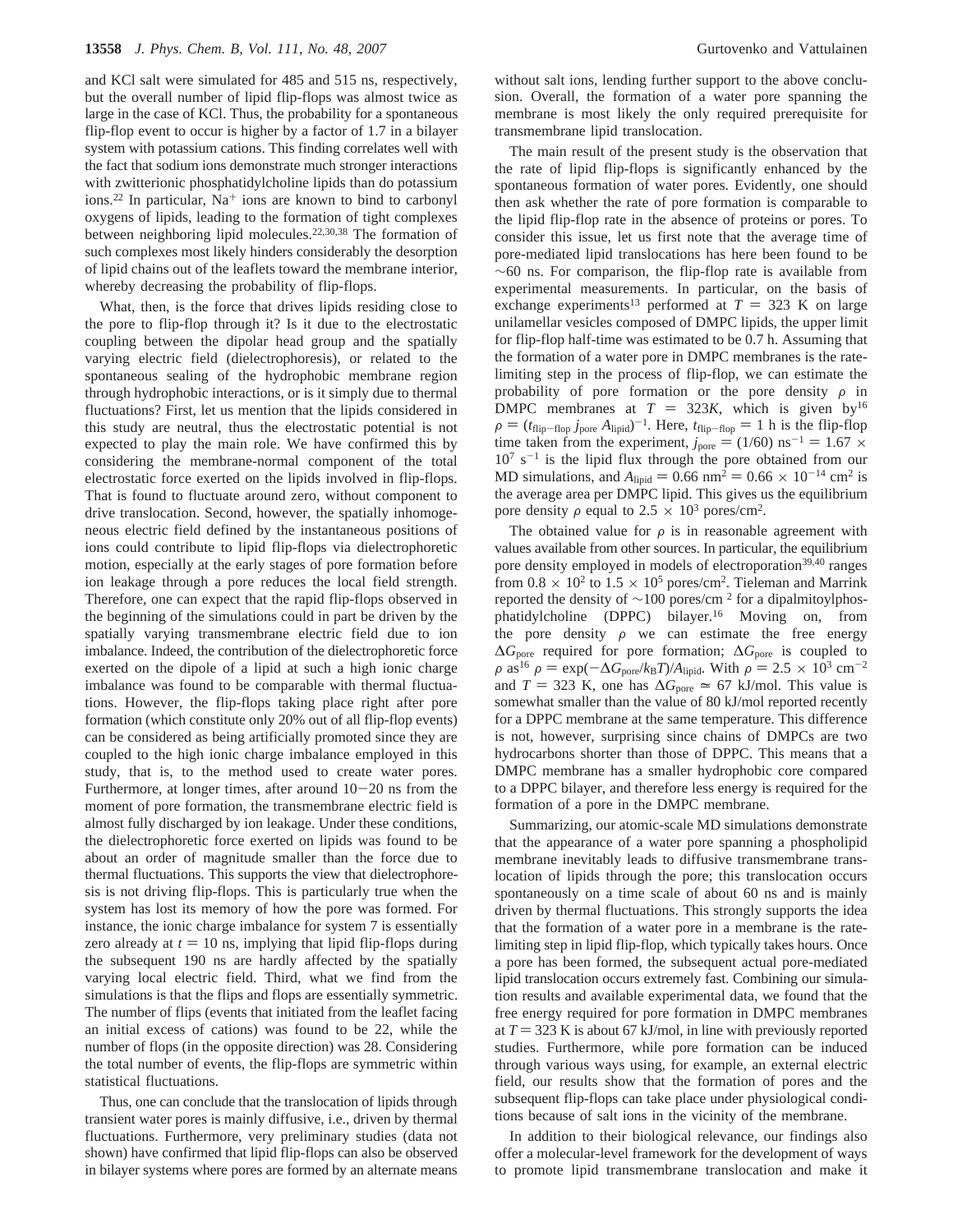and KCl salt were simulated for 485 and 515 ns, respectively, but the overall number of lipid flip-flops was almost twice as large in the case of KCl. Thus, the probability for a spontaneous flip-flop event to occur is higher by a factor of 1.7 in a bilayer system with potassium cations. This finding correlates well with the fact that sodium ions demonstrate much stronger interactions with zwitterionic phosphatidylcholine lipids than do potassium ions.[22] In particular, $Na^+$ ions are known to bind to carbonyl oxygens of lipids, leading to the formation of tight complexes between neighboring lipid molecules.[22,30,38] The formation of such complexes most likely hinders considerably the desorption of lipid chains out of the leaflets toward the membrane interior, whereby decreasing the probability of flip-flops.

What, then, is the force that drives lipids residing close to the pore to flip-flop through it? Is it due to the electrostatic coupling between the dipolar head group and the spatially varying electric field (dielectrophoresis), or related to the spontaneous sealing of the hydrophobic membrane region through hydrophobic interactions, or is it simply due to thermal fluctuations? First, let us mention that the lipids considered in this study are neutral, thus the electrostatic potential is not expected to play the main role. We have confirmed this by considering the membrane-normal component of the total electrostatic force exerted on the lipids involved in flip-flops. That is found to fluctuate around zero, without component to drive translocation. Second, however, the spatially inhomogeneous electric field defined by the instantaneous positions of ions could contribute to lipid flip-flops via dielectrophoretic motion, especially at the early stages of pore formation before ion leakage through a pore reduces the local field strength. Therefore, one can expect that the rapid flip-flops observed in the beginning of the simulations could in part be driven by the spatially varying transmembrane electric field due to ion imbalance. Indeed, the contribution of the dielectrophoretic force exerted on the dipole of a lipid at such a high ionic charge imbalance was found to be comparable with thermal fluctuations. However, the flip-flops taking place right after pore formation (which constitute only 20% out of all flip-flop events) can be considered as being artificially promoted since they are coupled to the high ionic charge imbalance employed in this study, that is, to the method used to create water pores. Furthermore, at longer times, after around 10−20 ns from the moment of pore formation, the transmembrane electric field is almost fully discharged by ion leakage. Under these conditions, the dielectrophoretic force exerted on lipids was found to be about an order of magnitude smaller than the force due to thermal fluctuations. This supports the view that dielectrophoresis is not driving flip-flops. This is particularly true when the system has lost its memory of how the pore was formed. For instance, the ionic charge imbalance for system 7 is essentially zero already at $t = 10$ ns, implying that lipid flip-flops during the subsequent 190 ns are hardly affected by the spatially varying local electric field. Third, what we find from the simulations is that the flips and flops are essentially symmetric. The number of flips (events that initiated from the leaflet facing an initial excess of cations) was found to be 22, while the number of flops (in the opposite direction) was 28. Considering the total number of events, the flip-flops are symmetric within statistical fluctuations.

Thus, one can conclude that the translocation of lipids through transient water pores is mainly diffusive, i.e., driven by thermal fluctuations. Furthermore, very preliminary studies (data not shown) have confirmed that lipid flip-flops can also be observed in bilayer systems where pores are formed by an alternate means without salt ions, lending further support to the above conclusion. Overall, the formation of a water pore spanning the membrane is most likely the only required prerequisite for transmembrane lipid translocation.

The main result of the present study is the observation that the rate of lipid flip-flops is significantly enhanced by the spontaneous formation of water pores. Evidently, one should then ask whether the rate of pore formation is comparable to the lipid flip-flop rate in the absence of proteins or pores. To consider this issue, let us first note that the average time of pore-mediated lipid translocations has here been found to be ~60 ns. For comparison, the flip-flop rate is available from experimental measurements. In particular, on the basis of exchange experiments[13] performed at $T = 323$ K on large unilamellar vesicles composed of DMPC lipids, the upper limit for flip-flop half-time was estimated to be 0.7 h. Assuming that the formation of a water pore in DMPC membranes is the rate-limiting step in the process of flip-flop, we can estimate the probability of pore formation or the pore density $\rho$ in DMPC membranes at $T = 323K$, which is given by[16] $\rho = (t_{\text{flip-flop}}\, j_{\text{pore}}\, A_{\text{lipid}})^{-1}$. Here, $t_{\text{flip-flop}} = 1$ h is the flip-flop time taken from the experiment, $j_{\text{pore}} = (1/60)\ \text{ns}^{-1} = 1.67 \times 10^7\ \text{s}^{-1}$ is the lipid flux through the pore obtained from our MD simulations, and $A_{\text{lipid}} = 0.66\ \text{nm}^2 = 0.66 \times 10^{-14}\ \text{cm}^2$ is the average area per DMPC lipid. This gives us the equilibrium pore density $\rho$ equal to $2.5 \times 10^3$ pores/cm$^2$.

The obtained value for $\rho$ is in reasonable agreement with values available from other sources. In particular, the equilibrium pore density employed in models of electroporation[39,40] ranges from $0.8 \times 10^2$ to $1.5 \times 10^5$ pores/cm$^2$. Tieleman and Marrink reported the density of ~100 pores/cm$^2$ for a dipalmitoylphosphatidylcholine (DPPC) bilayer.[16] Moving on, from the pore density $\rho$ we can estimate the free energy $\Delta G_{\text{pore}}$ required for pore formation; $\Delta G_{\text{pore}}$ is coupled to $\rho$ as[16] $\rho = \exp(-\Delta G_{\text{pore}}/k_BT)/A_{\text{lipid}}$. With $\rho = 2.5 \times 10^3\ \text{cm}^{-2}$ and $T = 323$ K, one has $\Delta G_{\text{pore}} \simeq 67$ kJ/mol. This value is somewhat smaller than the value of 80 kJ/mol reported recently for a DPPC membrane at the same temperature. This difference is not, however, surprising since chains of DMPCs are two hydrocarbons shorter than those of DPPC. This means that a DMPC membrane has a smaller hydrophobic core compared to a DPPC bilayer, and therefore less energy is required for the formation of a pore in the DMPC membrane.

Summarizing, our atomic-scale MD simulations demonstrate that the appearance of a water pore spanning a phospholipid membrane inevitably leads to diffusive transmembrane translocation of lipids through the pore; this translocation occurs spontaneously on a time scale of about 60 ns and is mainly driven by thermal fluctuations. This strongly supports the idea that the formation of a water pore in a membrane is the rate-limiting step in lipid flip-flop, which typically takes hours. Once a pore has been formed, the subsequent actual pore-mediated lipid translocation occurs extremely fast. Combining our simulation results and available experimental data, we found that the free energy required for pore formation in DMPC membranes at $T = 323$ K is about 67 kJ/mol, in line with previously reported studies. Furthermore, while pore formation can be induced through various ways using, for example, an external electric field, our results show that the formation of pores and the subsequent flip-flops can take place under physiological conditions because of salt ions in the vicinity of the membrane.

In addition to their biological relevance, our findings also offer a molecular-level framework for the development of ways to promote lipid transmembrane translocation and make it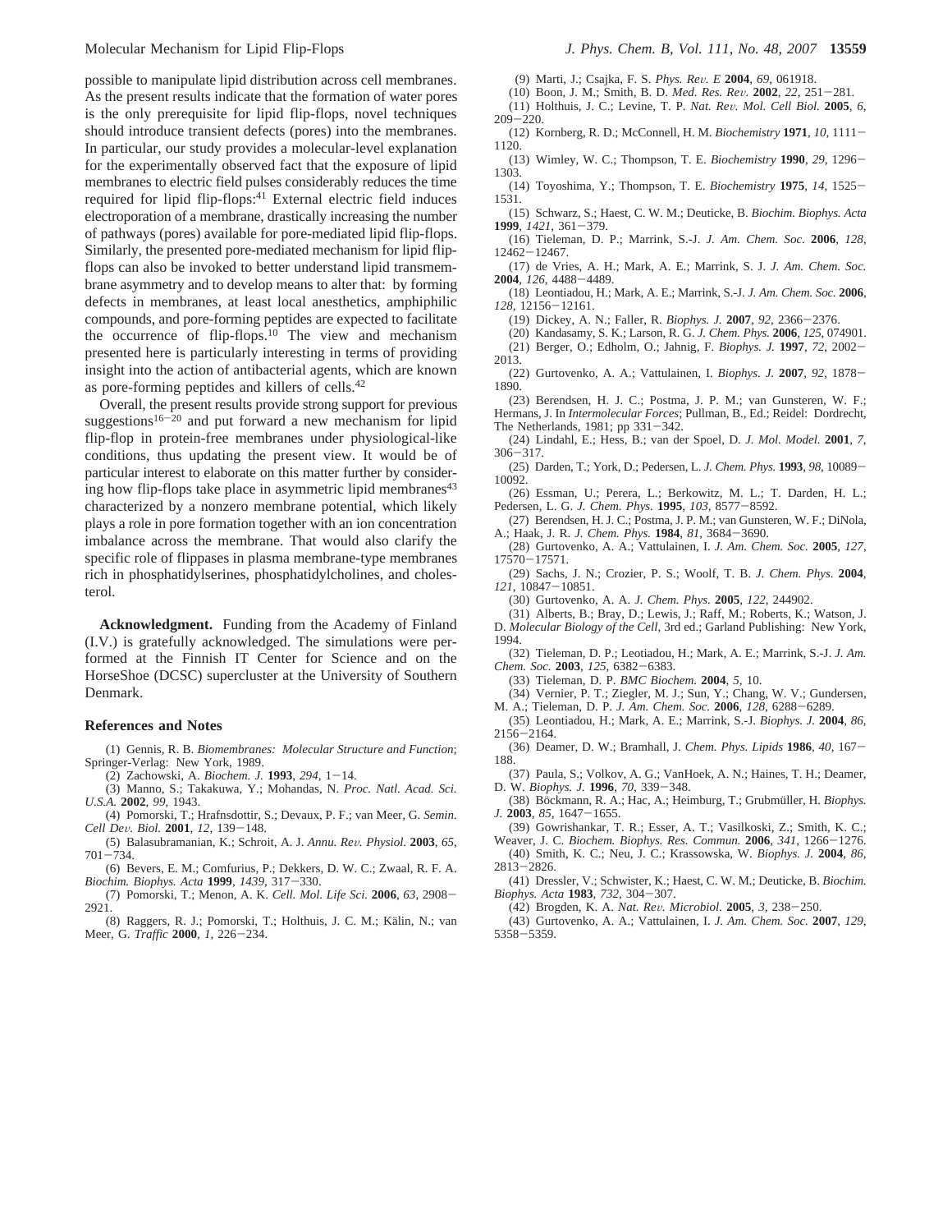possible to manipulate lipid distribution across cell membranes. As the present results indicate that the formation of water pores is the only prerequisite for lipid flip-flops, novel techniques should introduce transient defects (pores) into the membranes. In particular, our study provides a molecular-level explanation for the experimentally observed fact that the exposure of lipid membranes to electric field pulses considerably reduces the time required for lipid flip-flops:[41] External electric field induces electroporation of a membrane, drastically increasing the number of pathways (pores) available for pore-mediated lipid flip-flops. Similarly, the presented pore-mediated mechanism for lipid flip-flops can also be invoked to better understand lipid transmembrane asymmetry and to develop means to alter that: by forming defects in membranes, at least local anesthetics, amphiphilic compounds, and pore-forming peptides are expected to facilitate the occurrence of flip-flops.[10] The view and mechanism presented here is particularly interesting in terms of providing insight into the action of antibacterial agents, which are known as pore-forming peptides and killers of cells.[42]

Overall, the present results provide strong support for previous suggestions[16−20] and put forward a new mechanism for lipid flip-flop in protein-free membranes under physiological-like conditions, thus updating the present view. It would be of particular interest to elaborate on this matter further by considering how flip-flops take place in asymmetric lipid membranes[43] characterized by a nonzero membrane potential, which likely plays a role in pore formation together with an ion concentration imbalance across the membrane. That would also clarify the specific role of flippases in plasma membrane-type membranes rich in phosphatidylserines, phosphatidylcholines, and cholesterol.

**Acknowledgment.** Funding from the Academy of Finland (I.V.) is gratefully acknowledged. The simulations were performed at the Finnish IT Center for Science and on the HorseShoe (DCSC) supercluster at the University of Southern Denmark.

### References and Notes

(1) Gennis, R. B. *Biomembranes: Molecular Structure and Function*; Springer-Verlag: New York, 1989.

(2) Zachowski, A. *Biochem. J.* **1993**, *294*, 1−14.

(3) Manno, S.; Takakuwa, Y.; Mohandas, N. *Proc. Natl. Acad. Sci. U.S.A.* **2002**, *99*, 1943.

(4) Pomorski, T.; Hrafnsdottir, S.; Devaux, P. F.; van Meer, G. *Semin. Cell Dev. Biol.* **2001**, *12*, 139−148.

(5) Balasubramanian, K.; Schroit, A. J. *Annu. Rev. Physiol.* **2003**, *65*, 701−734.

(6) Bevers, E. M.; Comfurius, P.; Dekkers, D. W. C.; Zwaal, R. F. A. *Biochim. Biophys. Acta* **1999**, *1439*, 317−330.

(7) Pomorski, T.; Menon, A. K. *Cell. Mol. Life Sci.* **2006**, *63*, 2908−2921.

(8) Raggers, R. J.; Pomorski, T.; Holthuis, J. C. M.; Kälin, N.; van Meer, G. *Traffic* **2000**, *1*, 226−234.

(9) Marti, J.; Csajka, F. S. *Phys. Rev. E* **2004**, *69*, 061918.

(10) Boon, J. M.; Smith, B. D. *Med. Res. Rev.* **2002**, *22*, 251−281.

(11) Holthuis, J. C.; Levine, T. P. *Nat. Rev. Mol. Cell Biol.* **2005**, *6*, 209−220.

(12) Kornberg, R. D.; McConnell, H. M. *Biochemistry* **1971**, *10*, 1111−1120.

(13) Wimley, W. C.; Thompson, T. E. *Biochemistry* **1990**, *29*, 1296−1303.

(14) Toyoshima, Y.; Thompson, T. E. *Biochemistry* **1975**, *14*, 1525−1531.

(15) Schwarz, S.; Haest, C. W. M.; Deuticke, B. *Biochim. Biophys. Acta* **1999**, *1421*, 361−379.

(16) Tieleman, D. P.; Marrink, S.-J. *J. Am. Chem. Soc.* **2006**, *128*, 12462−12467.

(17) de Vries, A. H.; Mark, A. E.; Marrink, S. J. *J. Am. Chem. Soc.* **2004**, *126*, 4488−4489.

(18) Leontiadou, H.; Mark, A. E.; Marrink, S.-J. *J. Am. Chem. Soc.* **2006**, *128*, 12156−12161.

(19) Dickey, A. N.; Faller, R. *Biophys. J.* **2007**, *92*, 2366−2376.

(20) Kandasamy, S. K.; Larson, R. G. *J. Chem. Phys.* **2006**, *125*, 074901.

(21) Berger, O.; Edholm, O.; Jahnig, F. *Biophys. J.* **1997**, *72*, 2002−2013.

(22) Gurtovenko, A. A.; Vattulainen, I. *Biophys. J.* **2007**, *92*, 1878−1890.

(23) Berendsen, H. J. C.; Postma, J. P. M.; van Gunsteren, W. F.; Hermans, J. In *Intermolecular Forces*; Pullman, B., Ed.; Reidel: Dordrecht, The Netherlands, 1981; pp 331−342.

(24) Lindahl, E.; Hess, B.; van der Spoel, D. *J. Mol. Model.* **2001**, *7*, 306−317.

(25) Darden, T.; York, D.; Pedersen, L. *J. Chem. Phys.* **1993**, *98*, 10089−10092.

(26) Essman, U.; Perera, L.; Berkowitz, M. L.; T. Darden, H. L.; Pedersen, L. G. *J. Chem. Phys.* **1995**, *103*, 8577−8592.

(27) Berendsen, H. J. C.; Postma, J. P. M.; van Gunsteren, W. F.; DiNola, A.; Haak, J. R. *J. Chem. Phys.* **1984**, *81*, 3684−3690.

(28) Gurtovenko, A. A.; Vattulainen, I. *J. Am. Chem. Soc.* **2005**, *127*, 17570−17571.

(29) Sachs, J. N.; Crozier, P. S.; Woolf, T. B. *J. Chem. Phys.* **2004**, *121*, 10847−10851.

(30) Gurtovenko, A. A. *J. Chem. Phys.* **2005**, *122*, 244902.

(31) Alberts, B.; Bray, D.; Lewis, J.; Raff, M.; Roberts, K.; Watson, J. D. *Molecular Biology of the Cell*, 3rd ed.; Garland Publishing: New York, 1994.

(32) Tieleman, D. P.; Leotiadou, H.; Mark, A. E.; Marrink, S.-J. *J. Am. Chem. Soc.* **2003**, *125*, 6382−6383.

(33) Tieleman, D. P. *BMC Biochem.* **2004**, *5*, 10.

(34) Vernier, P. T.; Ziegler, M. J.; Sun, Y.; Chang, W. V.; Gundersen, M. A.; Tieleman, D. P. *J. Am. Chem. Soc.* **2006**, *128*, 6288−6289.

(35) Leontiadou, H.; Mark, A. E.; Marrink, S.-J. *Biophys. J.* **2004**, *86*, 2156−2164.

(36) Deamer, D. W.; Bramhall, J. *Chem. Phys. Lipids* **1986**, *40*, 167−188.

(37) Paula, S.; Volkov, A. G.; VanHoek, A. N.; Haines, T. H.; Deamer, D. W. *Biophys. J.* **1996**, *70*, 339−348.

(38) Böckmann, R. A.; Hac, A.; Heimburg, T.; Grubmüller, H. *Biophys. J.* **2003**, *85*, 1647−1655.

(39) Gowrishankar, T. R.; Esser, A. T.; Vasilkoski, Z.; Smith, K. C.; Weaver, J. C. *Biochem. Biophys. Res. Commun.* **2006**, *341*, 1266−1276.

(40) Smith, K. C.; Neu, J. C.; Krassowska, W. *Biophys. J.* **2004**, *86*, 2813−2826.

(41) Dressler, V.; Schwister, K.; Haest, C. W. M.; Deuticke, B. *Biochim. Biophys. Acta* **1983**, *732*, 304−307.

(42) Brogden, K. A. *Nat. Rev. Microbiol.* **2005**, *3*, 238−250.

(43) Gurtovenko, A. A.; Vattulainen, I. *J. Am. Chem. Soc.* **2007**, *129*, 5358−5359.